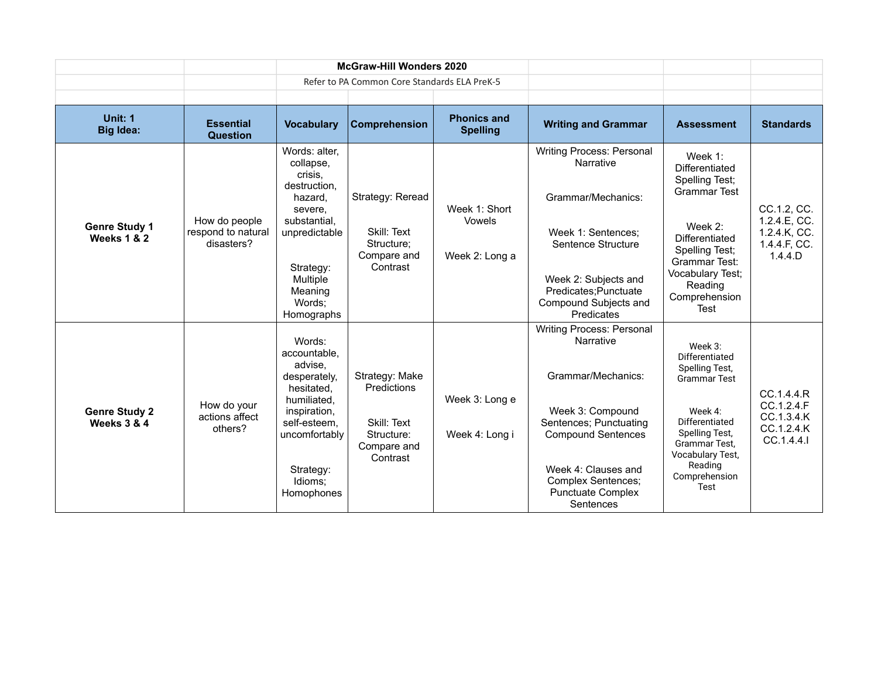**McGraw-Hill Wonders 2020**

Refer to PA Common Core Standards ELA PreK-5

| Unit: 1 Big Idea: | Essential Question | Vocabulary | Comprehension | Phonics and Spelling | Writing and Grammar | Assessment | Standards |
|---|---|---|---|---|---|---|---|
| **Genre Study 1 Weeks 1 & 2** | How do people respond to natural disasters? | Words: alter, collapse, crisis, destruction, hazard, severe, substantial, unpredictable<br><br>Strategy: Multiple Meaning Words; Homographs | Strategy: Reread<br><br>Skill: Text Structure; Compare and Contrast | Week 1: Short Vowels<br><br>Week 2: Long a | Writing Process: Personal Narrative<br><br>Grammar/Mechanics:<br><br>Week 1: Sentences; Sentence Structure<br><br>Week 2: Subjects and Predicates;Punctuate Compound Subjects and Predicates | Week 1: Differentiated Spelling Test; Grammar Test<br><br>Week 2: Differentiated Spelling Test; Grammar Test: Vocabulary Test; Reading Comprehension Test | CC.1.2, CC. 1.2.4.E, CC. 1.2.4.K, CC. 1.4.4.F, CC. 1.4.4.D |
| **Genre Study 2 Weeks 3 & 4** | How do your actions affect others? | Words: accountable, advise, desperately, hesitated, humiliated, inspiration, self-esteem, uncomfortably<br><br>Strategy: Idioms; Homophones | Strategy: Make Predictions<br><br>Skill: Text Structure: Compare and Contrast | Week 3: Long e<br><br>Week 4: Long i | Writing Process: Personal Narrative<br><br>Grammar/Mechanics:<br><br>Week 3: Compound Sentences; Punctuating Compound Sentences<br><br>Week 4: Clauses and Complex Sentences; Punctuate Complex Sentences | Week 3: Differentiated Spelling Test, Grammar Test<br><br>Week 4: Differentiated Spelling Test, Grammar Test, Vocabulary Test, Reading Comprehension Test | CC.1.4.4.R CC.1.2.4.F CC.1.3.4.K CC.1.2.4.K CC.1.4.4.I |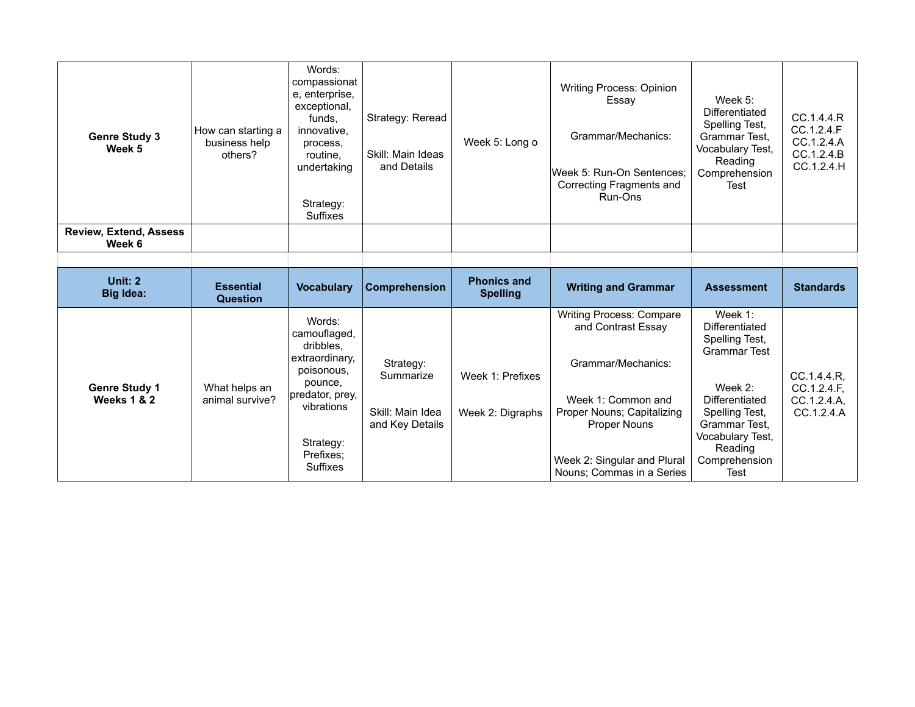| | | | | | | | |
|---|---|---|---|---|---|---|---|
| **Genre Study 3 Week 5** | How can starting a business help others? | Words: compassionate, enterprise, exceptional, funds, innovative, process, routine, undertaking<br><br>Strategy: Suffixes | Strategy: Reread<br><br>Skill: Main Ideas and Details | Week 5: Long o | Writing Process: Opinion Essay<br><br>Grammar/Mechanics:<br><br>Week 5: Run-On Sentences; Correcting Fragments and Run-Ons | Week 5: Differentiated Spelling Test, Grammar Test, Vocabulary Test, Reading Comprehension Test | CC.1.4.4.R CC.1.2.4.F CC.1.2.4.A CC.1.2.4.B CC.1.2.4.H |
| **Review, Extend, Assess Week 6** | | | | | | | |

| **Unit: 2 Big Idea:** | **Essential Question** | **Vocabulary** | **Comprehension** | **Phonics and Spelling** | **Writing and Grammar** | **Assessment** | **Standards** |
|---|---|---|---|---|---|---|---|
| **Genre Study 1 Weeks 1 & 2** | What helps an animal survive? | Words: camouflaged, dribbles, extraordinary, poisonous, pounce, predator, prey, vibrations<br><br>Strategy: Prefixes; Suffixes | Strategy: Summarize<br><br>Skill: Main Idea and Key Details | Week 1: Prefixes<br><br>Week 2: Digraphs | Writing Process: Compare and Contrast Essay<br><br>Grammar/Mechanics:<br><br>Week 1: Common and Proper Nouns; Capitalizing Proper Nouns<br><br>Week 2: Singular and Plural Nouns; Commas in a Series | Week 1: Differentiated Spelling Test, Grammar Test<br><br>Week 2: Differentiated Spelling Test, Grammar Test, Vocabulary Test, Reading Comprehension Test | CC.1.4.4.R, CC.1.2.4.F, CC.1.2.4.A, CC.1.2.4.A |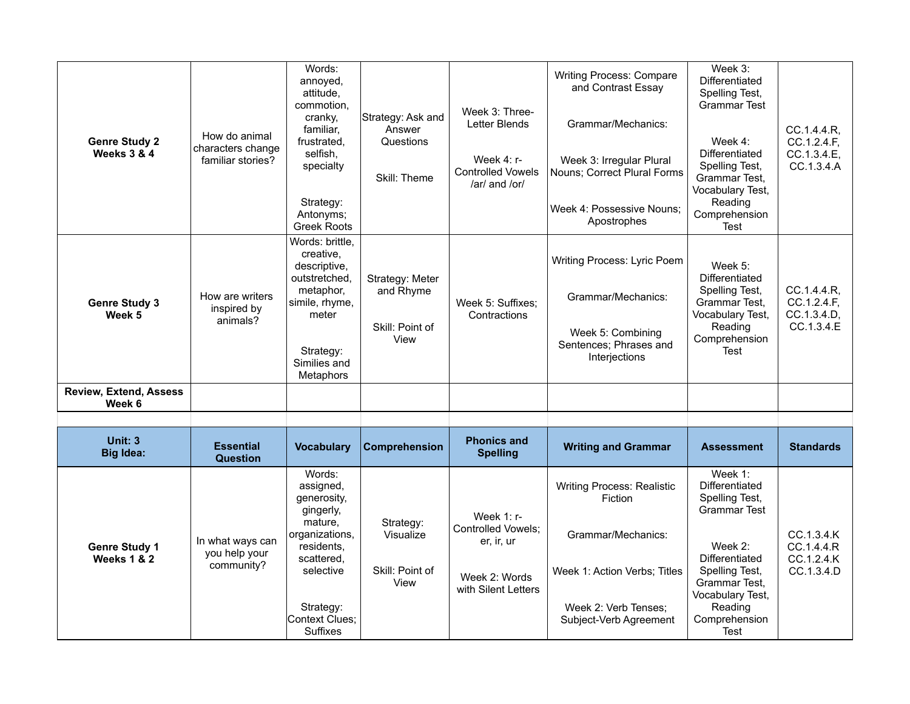| Genre Study 2<br>Weeks 3 & 4 | How do animal characters change familiar stories? | Words: annoyed, attitude, commotion, cranky, familiar, frustrated, selfish, specialty<br><br>Strategy: Antonyms; Greek Roots | Strategy: Ask and Answer Questions<br><br>Skill: Theme | Week 3: Three-Letter Blends<br><br>Week 4: r-Controlled Vowels /ar/ and /or/ | Writing Process: Compare and Contrast Essay<br><br>Grammar/Mechanics:<br><br>Week 3: Irregular Plural Nouns; Correct Plural Forms<br><br>Week 4: Possessive Nouns; Apostrophes | Week 3: Differentiated Spelling Test, Grammar Test<br><br>Week 4: Differentiated Spelling Test, Grammar Test, Vocabulary Test, Reading Comprehension Test | CC.1.4.4.R, CC.1.2.4.F, CC.1.3.4.E, CC.1.3.4.A |
|---|---|---|---|---|---|---|---|
| **Genre Study 3<br>Week 5** | How are writers inspired by animals? | Words: brittle, creative, descriptive, outstretched, metaphor, simile, rhyme, meter<br><br>Strategy: Similies and Metaphors | Strategy: Meter and Rhyme<br><br>Skill: Point of View | Week 5: Suffixes; Contractions | Writing Process: Lyric Poem<br><br>Grammar/Mechanics:<br><br>Week 5: Combining Sentences; Phrases and Interjections | Week 5: Differentiated Spelling Test, Grammar Test, Vocabulary Test, Reading Comprehension Test | CC.1.4.4.R, CC.1.2.4.F, CC.1.3.4.D, CC.1.3.4.E |
| **Review, Extend, Assess<br>Week 6** | | | | | | | |

| Unit: 3<br>Big Idea: | Essential Question | Vocabulary | Comprehension | Phonics and Spelling | Writing and Grammar | Assessment | Standards |
|---|---|---|---|---|---|---|---|
| **Genre Study 1<br>Weeks 1 & 2** | In what ways can you help your community? | Words: assigned, generosity, gingerly, mature, organizations, residents, scattered, selective<br><br>Strategy: Context Clues; Suffixes | Strategy: Visualize<br><br>Skill: Point of View | Week 1: r-Controlled Vowels; er, ir, ur<br><br>Week 2: Words with Silent Letters | Writing Process: Realistic Fiction<br><br>Grammar/Mechanics:<br><br>Week 1: Action Verbs; Titles<br><br>Week 2: Verb Tenses; Subject-Verb Agreement | Week 1: Differentiated Spelling Test, Grammar Test<br><br>Week 2: Differentiated Spelling Test, Grammar Test, Vocabulary Test, Reading Comprehension Test | CC.1.3.4.K<br>CC.1.4.4.R<br>CC.1.2.4.K<br>CC.1.3.4.D |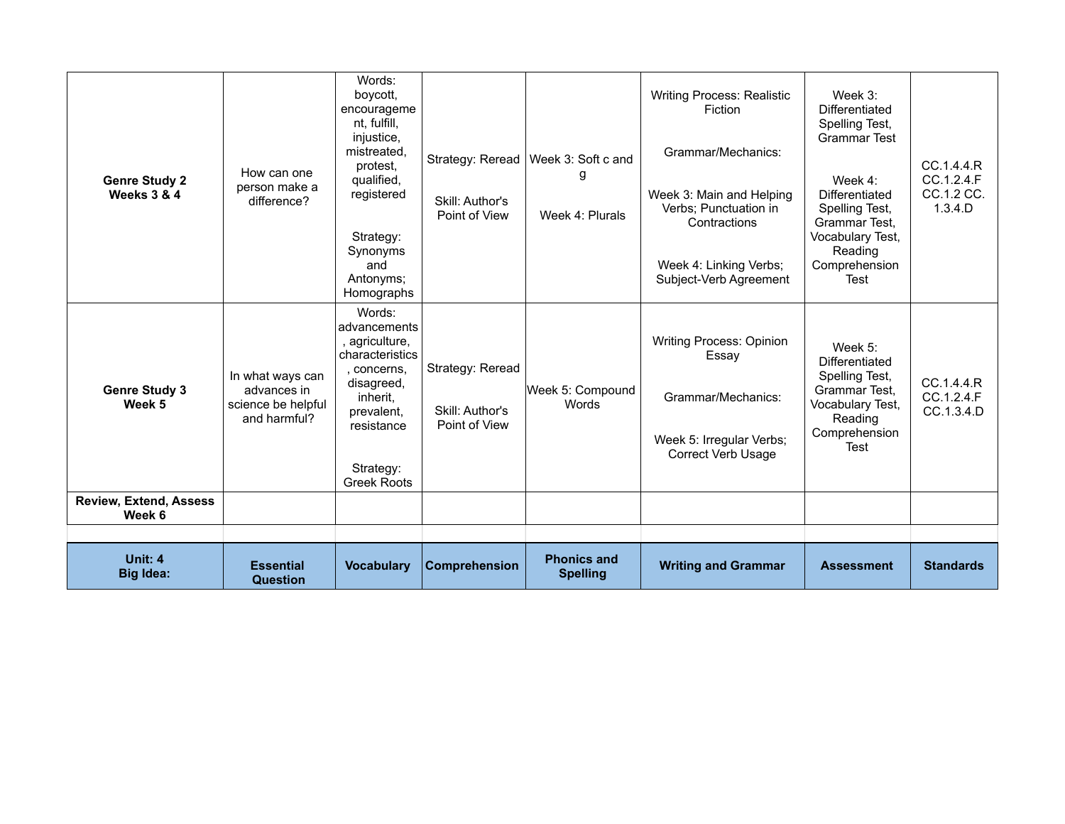| Genre Study 2 Weeks 3 & 4 | How can one person make a difference? | Words: boycott, encouragement, fulfill, injustice, mistreated, protest, qualified, registered<br><br>Strategy: Synonyms and Antonyms; Homographs | Strategy: Reread<br><br>Skill: Author's Point of View | Week 3: Soft c and g<br><br>Week 4: Plurals | Writing Process: Realistic Fiction<br><br>Grammar/Mechanics:<br><br>Week 3: Main and Helping Verbs; Punctuation in Contractions<br><br>Week 4: Linking Verbs; Subject-Verb Agreement | Week 3: Differentiated Spelling Test, Grammar Test<br><br>Week 4: Differentiated Spelling Test, Grammar Test, Vocabulary Test, Reading Comprehension Test | CC.1.4.4.R CC.1.2.4.F CC.1.2 CC. 1.3.4.D |
|---|---|---|---|---|---|---|---|
| **Genre Study 3 Week 5** | In what ways can advances in science be helpful and harmful? | Words: advancements, agriculture, characteristics, concerns, disagreed, inherit, prevalent, resistance<br><br>Strategy: Greek Roots | Strategy: Reread<br><br>Skill: Author's Point of View | Week 5: Compound Words | Writing Process: Opinion Essay<br><br>Grammar/Mechanics:<br><br>Week 5: Irregular Verbs; Correct Verb Usage | Week 5: Differentiated Spelling Test, Grammar Test, Vocabulary Test, Reading Comprehension Test | CC.1.4.4.R CC.1.2.4.F CC.1.3.4.D |
| **Review, Extend, Assess Week 6** | | | | | | | |
| | | | | | | | |
| **Unit: 4 Big Idea:** | **Essential Question** | **Vocabulary** | **Comprehension** | **Phonics and Spelling** | **Writing and Grammar** | **Assessment** | **Standards** |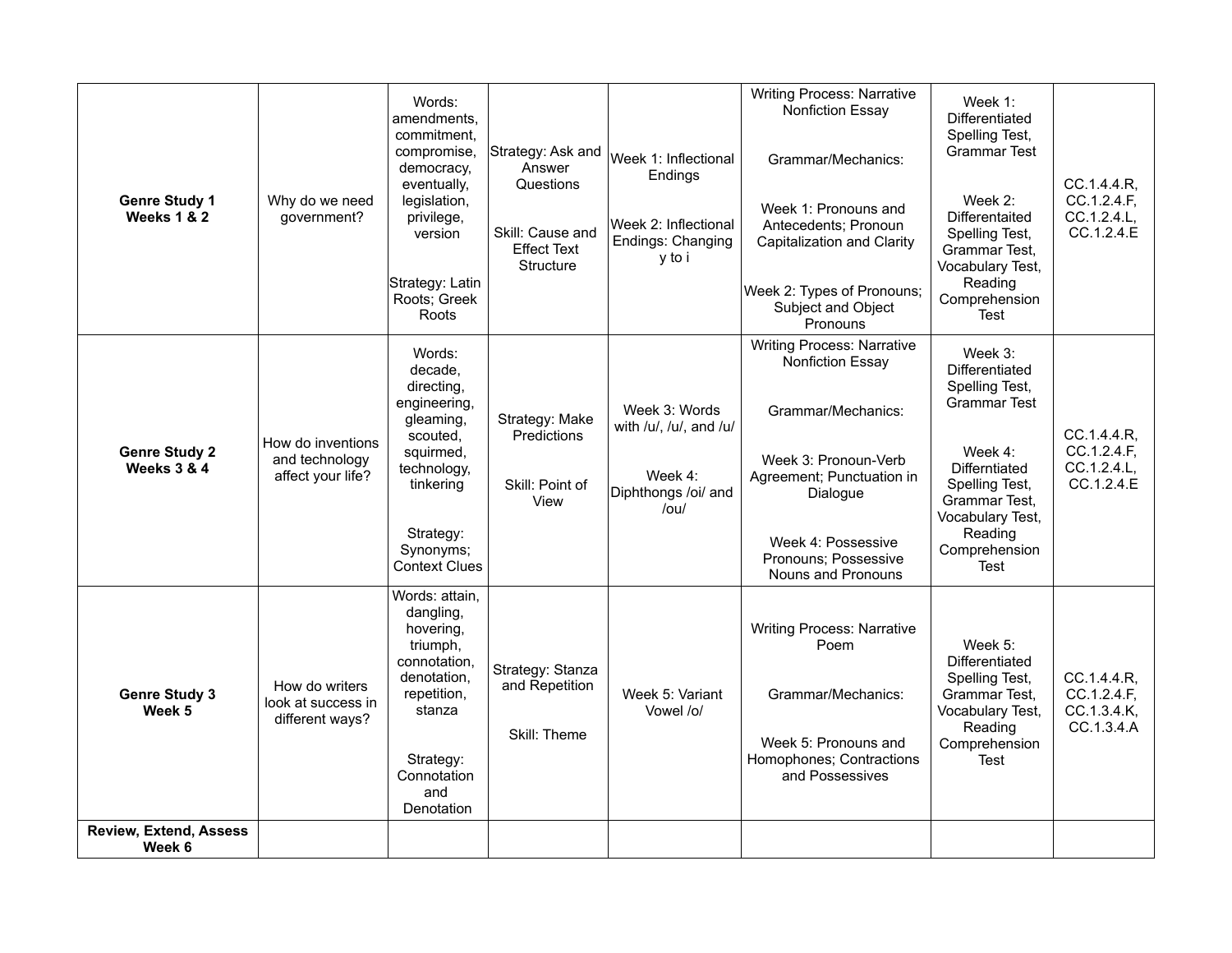| | | | | | | | |
|---|---|---|---|---|---|---|---|
| **Genre Study 1 Weeks 1 & 2** | Why do we need government? | Words: amendments, commitment, compromise, democracy, eventually, legislation, privilege, version<br><br>Strategy: Latin Roots; Greek Roots | Strategy: Ask and Answer Questions<br><br>Skill: Cause and Effect Text Structure | Week 1: Inflectional Endings<br><br>Week 2: Inflectional Endings: Changing y to i | Writing Process: Narrative Nonfiction Essay<br><br>Grammar/Mechanics:<br><br>Week 1: Pronouns and Antecedents; Pronoun Capitalization and Clarity<br><br>Week 2: Types of Pronouns; Subject and Object Pronouns | Week 1: Differentiated Spelling Test, Grammar Test<br><br>Week 2: Differentaited Spelling Test, Grammar Test, Vocabulary Test, Reading Comprehension Test | CC.1.4.4.R, CC.1.2.4.F, CC.1.2.4.L, CC.1.2.4.E |
| **Genre Study 2 Weeks 3 & 4** | How do inventions and technology affect your life? | Words: decade, directing, engineering, gleaming, scouted, squirmed, technology, tinkering<br><br>Strategy: Synonyms; Context Clues | Strategy: Make Predictions<br><br>Skill: Point of View | Week 3: Words with /u/, /u/, and /u/<br><br>Week 4: Diphthongs /oi/ and /ou/ | Writing Process: Narrative Nonfiction Essay<br><br>Grammar/Mechanics:<br><br>Week 3: Pronoun-Verb Agreement; Punctuation in Dialogue<br><br>Week 4: Possessive Pronouns; Possessive Nouns and Pronouns | Week 3: Differentiated Spelling Test, Grammar Test<br><br>Week 4: Differntiated Spelling Test, Grammar Test, Vocabulary Test, Reading Comprehension Test | CC.1.4.4.R, CC.1.2.4.F, CC.1.2.4.L, CC.1.2.4.E |
| **Genre Study 3 Week 5** | How do writers look at success in different ways? | Words: attain, dangling, hovering, triumph, connotation, denotation, repetition, stanza<br><br>Strategy: Connotation and Denotation | Strategy: Stanza and Repetition<br><br>Skill: Theme | Week 5: Variant Vowel /o/ | Writing Process: Narrative Poem<br><br>Grammar/Mechanics:<br><br>Week 5: Pronouns and Homophones; Contractions and Possessives | Week 5: Differentiated Spelling Test, Grammar Test, Vocabulary Test, Reading Comprehension Test | CC.1.4.4.R, CC.1.2.4.F, CC.1.3.4.K, CC.1.3.4.A |
| **Review, Extend, Assess Week 6** | | | | | | | |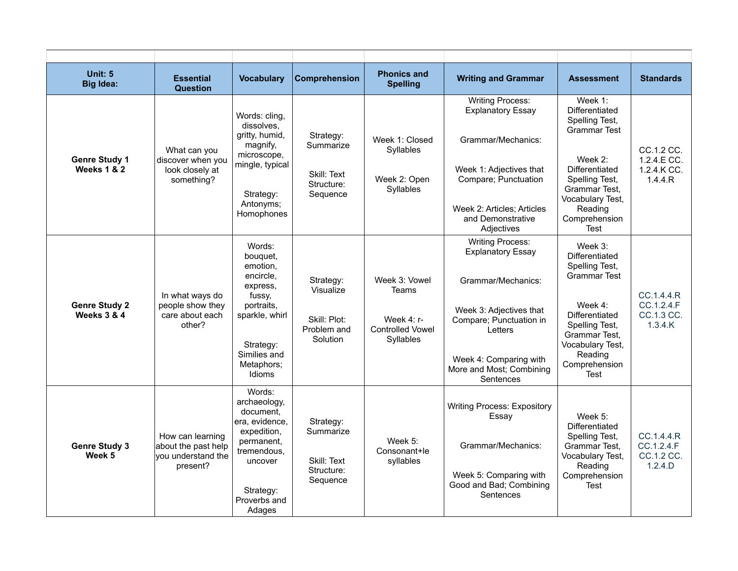| Unit: 5<br>Big Idea: | Essential Question | Vocabulary | Comprehension | Phonics and Spelling | Writing and Grammar | Assessment | Standards |
|---|---|---|---|---|---|---|---|
| **Genre Study 1<br>Weeks 1 & 2** | What can you discover when you look closely at something? | Words: cling, dissolves, gritty, humid, magnify, microscope, mingle, typical<br><br>Strategy: Antonyms; Homophones | Strategy: Summarize<br><br>Skill: Text Structure: Sequence | Week 1: Closed Syllables<br><br>Week 2: Open Syllables | Writing Process: Explanatory Essay<br><br>Grammar/Mechanics:<br><br>Week 1: Adjectives that Compare; Punctuation<br><br>Week 2: Articles; Articles and Demonstrative Adjectives | Week 1: Differentiated Spelling Test, Grammar Test<br><br>Week 2: Differentiated Spelling Test, Grammar Test, Vocabulary Test, Reading Comprehension Test | CC.1.2 CC. 1.2.4.E CC. 1.2.4.K CC. 1.4.4.R |
| **Genre Study 2<br>Weeks 3 & 4** | In what ways do people show they care about each other? | Words: bouquet, emotion, encircle, express, fussy, portraits, sparkle, whirl<br><br>Strategy: Similies and Metaphors; Idioms | Strategy: Visualize<br><br>Skill: Plot: Problem and Solution | Week 3: Vowel Teams<br><br>Week 4: r-Controlled Vowel Syllables | Writing Process: Explanatory Essay<br><br>Grammar/Mechanics:<br><br>Week 3: Adjectives that Compare; Punctuation in Letters<br><br>Week 4: Comparing with More and Most; Combining Sentences | Week 3: Differentiated Spelling Test, Grammar Test<br><br>Week 4: Differentiated Spelling Test, Grammar Test, Vocabulary Test, Reading Comprehension Test | CC.1.4.4.R CC.1.2.4.F CC.1.3 CC. 1.3.4.K |
| **Genre Study 3<br>Week 5** | How can learning about the past help you understand the present? | Words: archaeology, document, era, evidence, expedition, permanent, tremendous, uncover<br><br>Strategy: Proverbs and Adages | Strategy: Summarize<br><br>Skill: Text Structure: Sequence | Week 5: Consonant+le syllables | Writing Process: Expository Essay<br><br>Grammar/Mechanics:<br><br>Week 5: Comparing with Good and Bad; Combining Sentences | Week 5: Differentiated Spelling Test, Grammar Test, Vocabulary Test, Reading Comprehension Test | CC.1.4.4.R CC.1.2.4.F CC.1.2 CC. 1.2.4.D |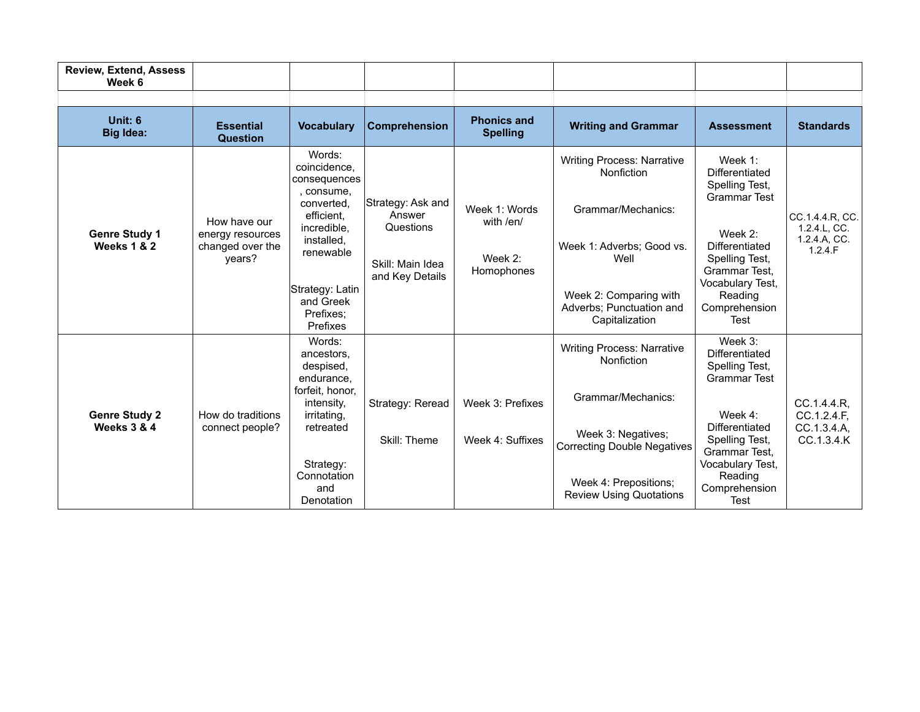| Review, Extend, Assess Week 6 | | | | | | | |
|---|---|---|---|---|---|---|---|

| Unit: 6 Big Idea: | Essential Question | Vocabulary | Comprehension | Phonics and Spelling | Writing and Grammar | Assessment | Standards |
|---|---|---|---|---|---|---|---|
| **Genre Study 1 Weeks 1 & 2** | How have our energy resources changed over the years? | Words: coincidence, consequences, consume, converted, efficient, incredible, installed, renewable<br><br>Strategy: Latin and Greek Prefixes; Prefixes | Strategy: Ask and Answer Questions<br><br>Skill: Main Idea and Key Details | Week 1: Words with /en/<br><br>Week 2: Homophones | Writing Process: Narrative Nonfiction<br><br>Grammar/Mechanics:<br><br>Week 1: Adverbs; Good vs. Well<br><br>Week 2: Comparing with Adverbs; Punctuation and Capitalization | Week 1: Differentiated Spelling Test, Grammar Test<br><br>Week 2: Differentiated Spelling Test, Grammar Test, Vocabulary Test, Reading Comprehension Test | CC.1.4.4.R, CC.1.2.4.L, CC.1.2.4.A, CC.1.2.4.F |
| **Genre Study 2 Weeks 3 & 4** | How do traditions connect people? | Words: ancestors, despised, endurance, forfeit, honor, intensity, irritating, retreated<br><br>Strategy: Connotation and Denotation | Strategy: Reread<br><br>Skill: Theme | Week 3: Prefixes<br><br>Week 4: Suffixes | Writing Process: Narrative Nonfiction<br><br>Grammar/Mechanics:<br><br>Week 3: Negatives; Correcting Double Negatives<br><br>Week 4: Prepositions; Review Using Quotations | Week 3: Differentiated Spelling Test, Grammar Test<br><br>Week 4: Differentiated Spelling Test, Grammar Test, Vocabulary Test, Reading Comprehension Test | CC.1.4.4.R, CC.1.2.4.F, CC.1.3.4.A, CC.1.3.4.K |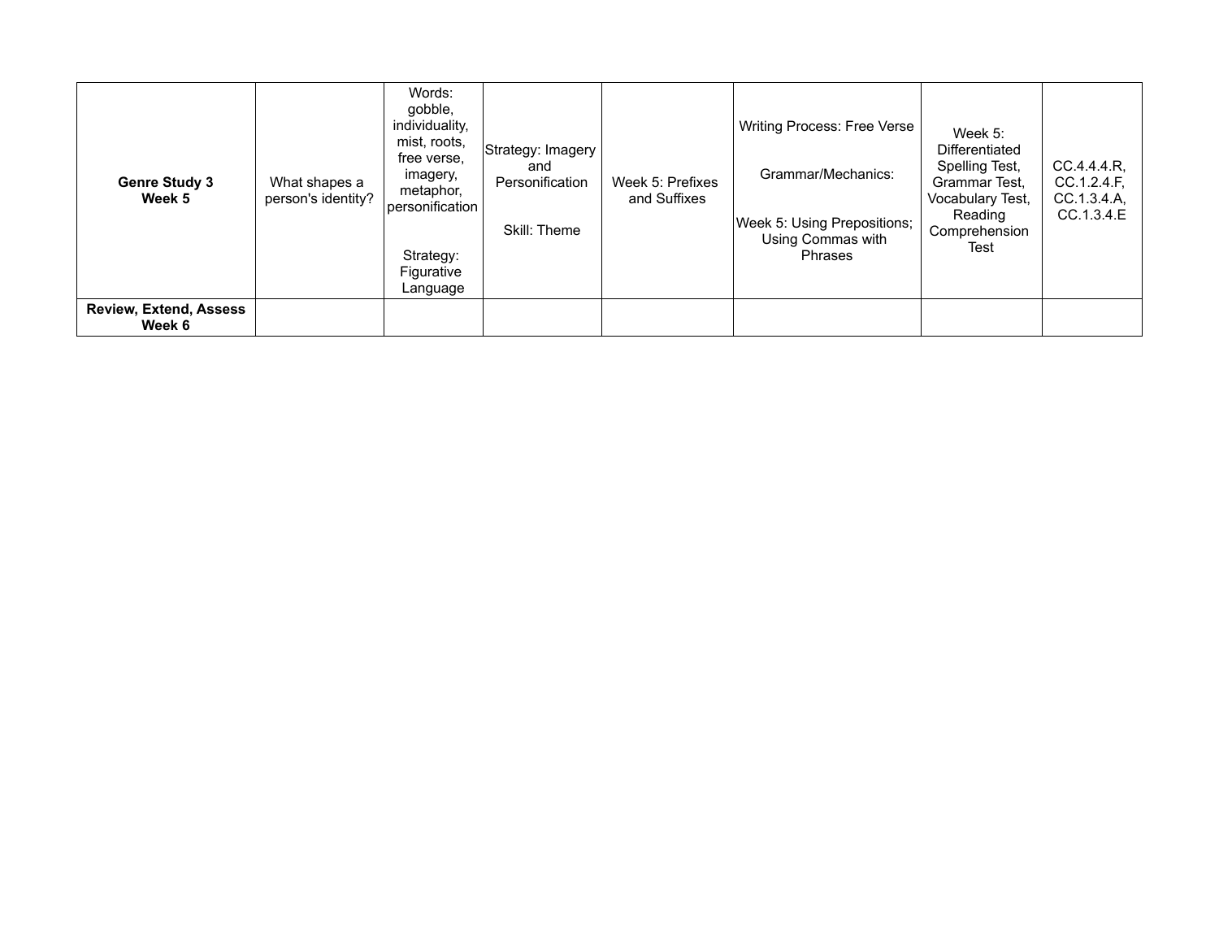| | | | | | | | |
|---|---|---|---|---|---|---|---|
| **Genre Study 3 Week 5** | What shapes a person's identity? | Words: gobble, individuality, mist, roots, free verse, imagery, metaphor, personification<br><br>Strategy: Figurative Language | Strategy: Imagery and Personification<br><br>Skill: Theme | Week 5: Prefixes and Suffixes | Writing Process: Free Verse<br><br>Grammar/Mechanics:<br><br>Week 5: Using Prepositions; Using Commas with Phrases | Week 5: Differentiated Spelling Test, Grammar Test, Vocabulary Test, Reading Comprehension Test | CC.4.4.4.R, CC.1.2.4.F, CC.1.3.4.A, CC.1.3.4.E |
| **Review, Extend, Assess Week 6** | | | | | | | |